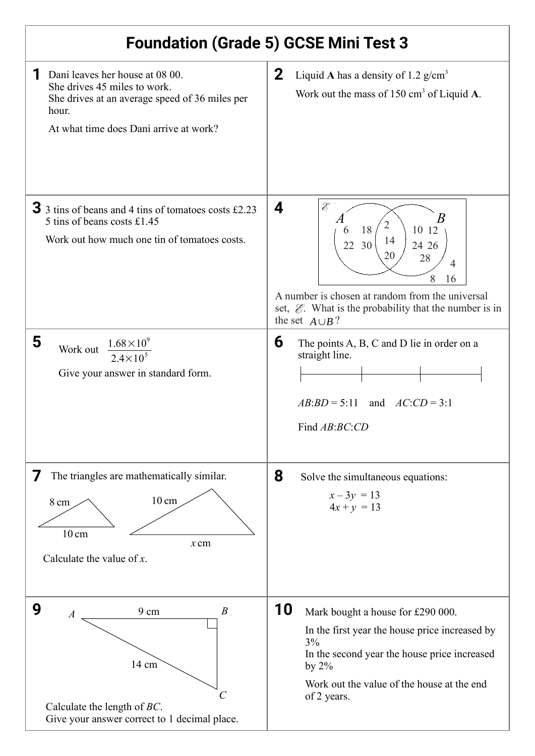# Foundation (Grade 5) GCSE Mini Test 3

**1** Dani leaves her house at 08 00.
She drives 45 miles to work.
She drives at an average speed of 36 miles per hour.

At what time does Dani arrive at work?

**2** Liquid **A** has a density of 1.2 g/cm$^3$

Work out the mass of 150 cm$^3$ of Liquid **A**.

**3** 3 tins of beans and 4 tins of tomatoes costs £2.23
5 tins of beans costs £1.45

Work out how much one tin of tomatoes costs.

**4** Venn diagram: $\mathscr{E}$ contains sets $A$ and $B$.
- $A$ only: 6, 18, 22, 30
- $A \cap B$: 2, 14, 20
- $B$ only: 10, 12, 24, 26, 28
- Outside both: 4, 8, 16

A number is chosen at random from the universal set, $\mathscr{E}$. What is the probability that the number is in the set $A \cup B$?

**5** Work out $\dfrac{1.68 \times 10^9}{2.4 \times 10^5}$

Give your answer in standard form.

**6** The points A, B, C and D lie in order on a straight line.

$AB:BD = 5:11$ and $AC:CD = 3:1$

Find $AB:BC:CD$

**7** The triangles are mathematically similar.

Small triangle: sides 8 cm and 10 cm. Large triangle: sides 10 cm and $x$ cm.

Calculate the value of $x$.

**8** Solve the simultaneous equations:

$$x - 3y = 13$$
$$4x + y = 13$$

**9** Right-angled triangle $ABC$ with the right angle at $B$, $AB = 9$ cm, $AC = 14$ cm.

Calculate the length of $BC$.
Give your answer correct to 1 decimal place.

**10** Mark bought a house for £290 000.

In the first year the house price increased by 3%
In the second year the house price increased by 2%

Work out the value of the house at the end of 2 years.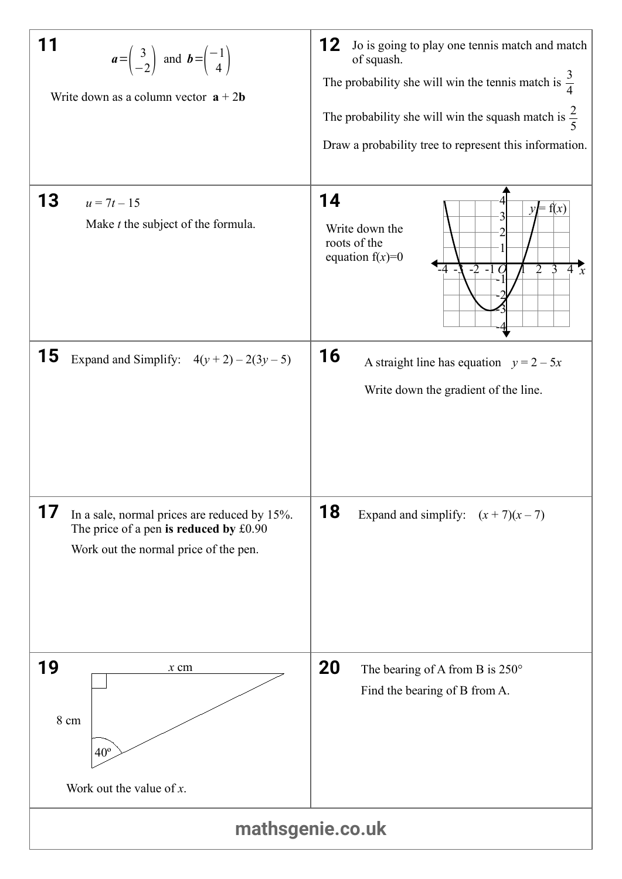## 11

$$\mathbf{a} = \begin{pmatrix} 3 \\ -2 \end{pmatrix} \text{ and } \mathbf{b} = \begin{pmatrix} -1 \\ 4 \end{pmatrix}$$

Write down as a column vector $\mathbf{a} + 2\mathbf{b}$

## 12

Jo is going to play one tennis match and match of squash.

The probability she will win the tennis match is $\frac{3}{4}$

The probability she will win the squash match is $\frac{2}{5}$

Draw a probability tree to represent this information.

## 13

$u = 7t - 15$

Make $t$ the subject of the formula.

## 14

Write down the roots of the equation $f(x)=0$

$y = f(x)$

4
3
2
1
-4 -3 -2 -1 O 1 2 3 4 $x$
-1
-2
-3
-4

## 15

Expand and Simplify: $4(y + 2) - 2(3y - 5)$

## 16

A straight line has equation $y = 2 - 5x$

Write down the gradient of the line.

## 17

In a sale, normal prices are reduced by 15%. The price of a pen **is reduced by** £0.90

Work out the normal price of the pen.

## 18

Expand and simplify: $(x + 7)(x - 7)$

## 19

$x$ cm

8 cm

40°

Work out the value of $x$.

## 20

The bearing of A from B is 250°

Find the bearing of B from A.

mathsgenie.co.uk